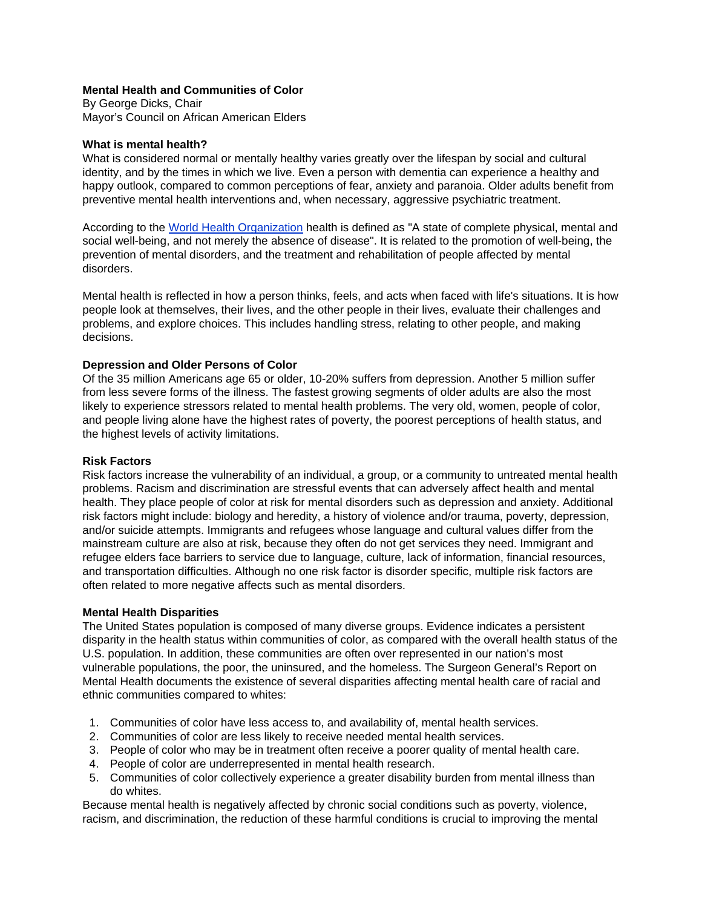**Mental Health and Communities of Color**
By George Dicks, Chair
Mayor's Council on African American Elders

### What is mental health?

What is considered normal or mentally healthy varies greatly over the lifespan by social and cultural identity, and by the times in which we live. Even a person with dementia can experience a healthy and happy outlook, compared to common perceptions of fear, anxiety and paranoia. Older adults benefit from preventive mental health interventions and, when necessary, aggressive psychiatric treatment.

According to the [World Health Organization] health is defined as "A state of complete physical, mental and social well-being, and not merely the absence of disease". It is related to the promotion of well-being, the prevention of mental disorders, and the treatment and rehabilitation of people affected by mental disorders.

Mental health is reflected in how a person thinks, feels, and acts when faced with life's situations. It is how people look at themselves, their lives, and the other people in their lives, evaluate their challenges and problems, and explore choices. This includes handling stress, relating to other people, and making decisions.

### Depression and Older Persons of Color

Of the 35 million Americans age 65 or older, 10-20% suffers from depression. Another 5 million suffer from less severe forms of the illness. The fastest growing segments of older adults are also the most likely to experience stressors related to mental health problems. The very old, women, people of color, and people living alone have the highest rates of poverty, the poorest perceptions of health status, and the highest levels of activity limitations.

### Risk Factors

Risk factors increase the vulnerability of an individual, a group, or a community to untreated mental health problems. Racism and discrimination are stressful events that can adversely affect health and mental health. They place people of color at risk for mental disorders such as depression and anxiety. Additional risk factors might include: biology and heredity, a history of violence and/or trauma, poverty, depression, and/or suicide attempts. Immigrants and refugees whose language and cultural values differ from the mainstream culture are also at risk, because they often do not get services they need. Immigrant and refugee elders face barriers to service due to language, culture, lack of information, financial resources, and transportation difficulties. Although no one risk factor is disorder specific, multiple risk factors are often related to more negative affects such as mental disorders.

### Mental Health Disparities

The United States population is composed of many diverse groups. Evidence indicates a persistent disparity in the health status within communities of color, as compared with the overall health status of the U.S. population. In addition, these communities are often over represented in our nation's most vulnerable populations, the poor, the uninsured, and the homeless. The Surgeon General's Report on Mental Health documents the existence of several disparities affecting mental health care of racial and ethnic communities compared to whites:

1. Communities of color have less access to, and availability of, mental health services.
2. Communities of color are less likely to receive needed mental health services.
3. People of color who may be in treatment often receive a poorer quality of mental health care.
4. People of color are underrepresented in mental health research.
5. Communities of color collectively experience a greater disability burden from mental illness than do whites.

Because mental health is negatively affected by chronic social conditions such as poverty, violence, racism, and discrimination, the reduction of these harmful conditions is crucial to improving the mental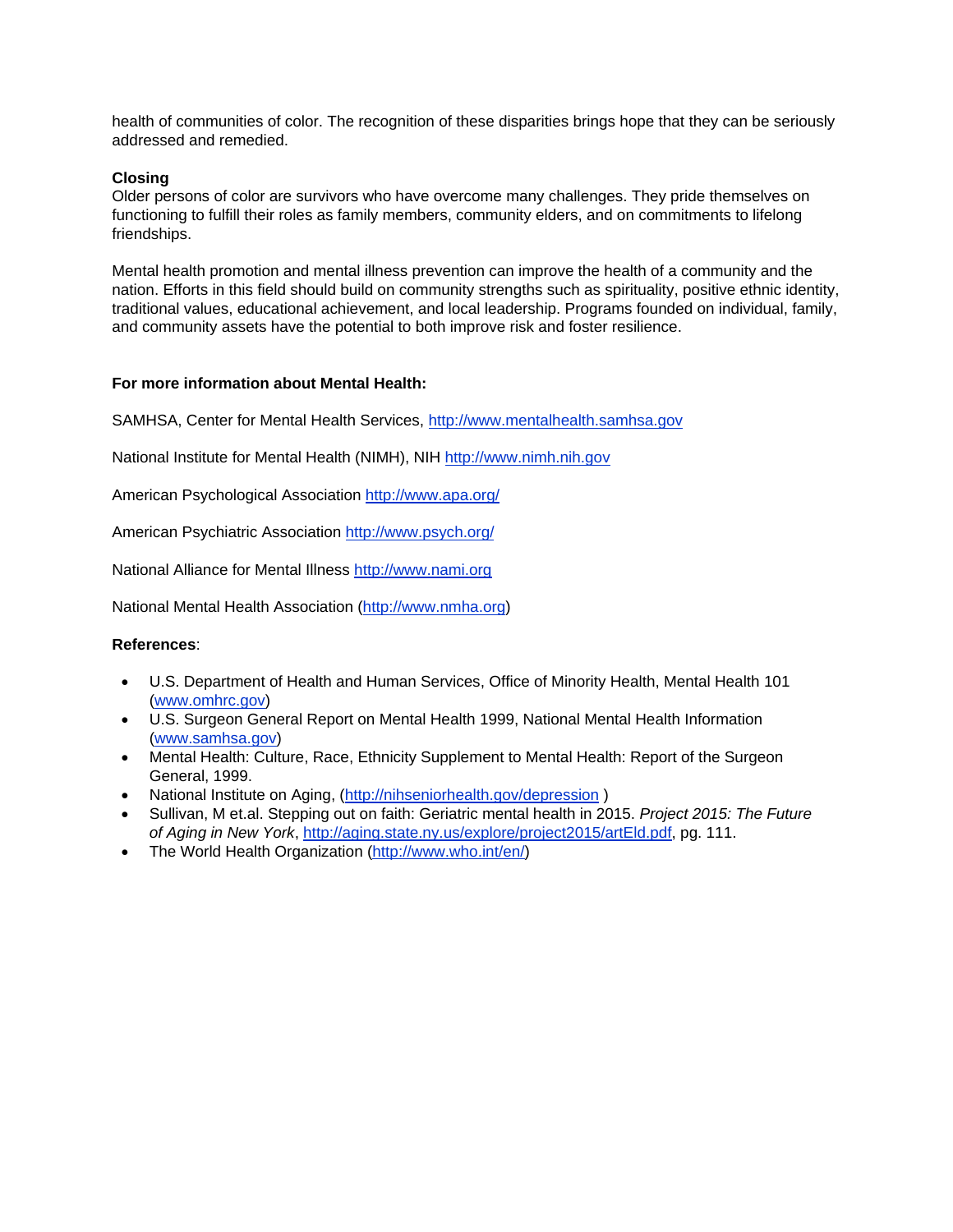health of communities of color. The recognition of these disparities brings hope that they can be seriously addressed and remedied.

**Closing**

Older persons of color are survivors who have overcome many challenges. They pride themselves on functioning to fulfill their roles as family members, community elders, and on commitments to lifelong friendships.

Mental health promotion and mental illness prevention can improve the health of a community and the nation. Efforts in this field should build on community strengths such as spirituality, positive ethnic identity, traditional values, educational achievement, and local leadership. Programs founded on individual, family, and community assets have the potential to both improve risk and foster resilience.

**For more information about Mental Health:**

SAMHSA, Center for Mental Health Services, http://www.mentalhealth.samhsa.gov

National Institute for Mental Health (NIMH), NIH http://www.nimh.nih.gov

American Psychological Association http://www.apa.org/

American Psychiatric Association http://www.psych.org/

National Alliance for Mental Illness http://www.nami.org

National Mental Health Association (http://www.nmha.org)

**References**:

- U.S. Department of Health and Human Services, Office of Minority Health, Mental Health 101 (www.omhrc.gov)
- U.S. Surgeon General Report on Mental Health 1999, National Mental Health Information (www.samhsa.gov)
- Mental Health: Culture, Race, Ethnicity Supplement to Mental Health: Report of the Surgeon General, 1999.
- National Institute on Aging, (http://nihseniorhealth.gov/depression )
- Sullivan, M et.al. Stepping out on faith: Geriatric mental health in 2015. *Project 2015: The Future of Aging in New York*, http://aging.state.ny.us/explore/project2015/artEld.pdf, pg. 111.
- The World Health Organization (http://www.who.int/en/)